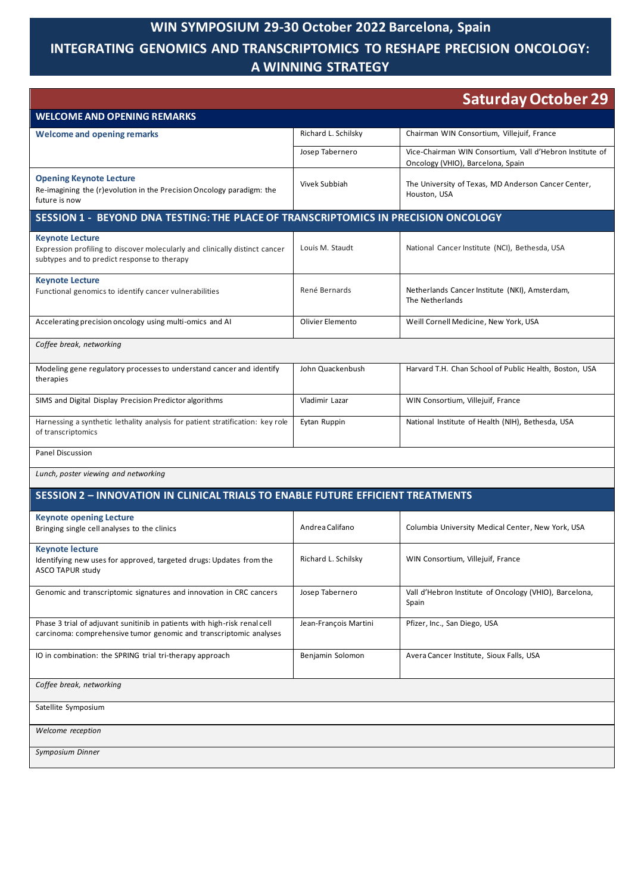# WIN SYMPOSIUM 29-30 October 2022 Barcelona, Spain

# INTEGRATING GENOMICS AND TRANSCRIPTOMICS TO RESHAPE PRECISION ONCOLOGY: A WINNING STRATEGY

## Saturday October 29

| WELCOME AND OPENING REMARKS | | |
|---|---|---|
| **Welcome and opening remarks** | Richard L. Schilsky | Chairman WIN Consortium, Villejuif, France |
| | Josep Tabernero | Vice-Chairman WIN Consortium, Vall d'Hebron Institute of Oncology (VHIO), Barcelona, Spain |
| **Opening Keynote Lecture**<br>Re-imagining the (r)evolution in the Precision Oncology paradigm: the future is now | Vivek Subbiah | The University of Texas, MD Anderson Cancer Center, Houston, USA |
| **SESSION 1 - BEYOND DNA TESTING: THE PLACE OF TRANSCRIPTOMICS IN PRECISION ONCOLOGY** | | |
| **Keynote Lecture**<br>Expression profiling to discover molecularly and clinically distinct cancer subtypes and to predict response to therapy | Louis M. Staudt | National Cancer Institute (NCI), Bethesda, USA |
| **Keynote Lecture**<br>Functional genomics to identify cancer vulnerabilities | René Bernards | Netherlands Cancer Institute (NKI), Amsterdam, The Netherlands |
| Accelerating precision oncology using multi-omics and AI | Olivier Elemento | Weill Cornell Medicine, New York, USA |
| *Coffee break, networking* | | |
| Modeling gene regulatory processes to understand cancer and identify therapies | John Quackenbush | Harvard T.H. Chan School of Public Health, Boston, USA |
| SIMS and Digital Display Precision Predictor algorithms | Vladimir Lazar | WIN Consortium, Villejuif, France |
| Harnessing a synthetic lethality analysis for patient stratification: key role of transcriptomics | Eytan Ruppin | National Institute of Health (NIH), Bethesda, USA |
| Panel Discussion | | |
| *Lunch, poster viewing and networking* | | |
| **SESSION 2 – INNOVATION IN CLINICAL TRIALS TO ENABLE FUTURE EFFICIENT TREATMENTS** | | |
| **Keynote opening Lecture**<br>Bringing single cell analyses to the clinics | Andrea Califano | Columbia University Medical Center, New York, USA |
| **Keynote lecture**<br>Identifying new uses for approved, targeted drugs: Updates from the ASCO TAPUR study | Richard L. Schilsky | WIN Consortium, Villejuif, France |
| Genomic and transcriptomic signatures and innovation in CRC cancers | Josep Tabernero | Vall d'Hebron Institute of Oncology (VHIO), Barcelona, Spain |
| Phase 3 trial of adjuvant sunitinib in patients with high-risk renal cell carcinoma: comprehensive tumor genomic and transcriptomic analyses | Jean-François Martini | Pfizer, Inc., San Diego, USA |
| IO in combination: the SPRING trial tri-therapy approach | Benjamin Solomon | Avera Cancer Institute, Sioux Falls, USA |
| *Coffee break, networking* | | |
| Satellite Symposium | | |
| *Welcome reception* | | |
| *Symposium Dinner* | | |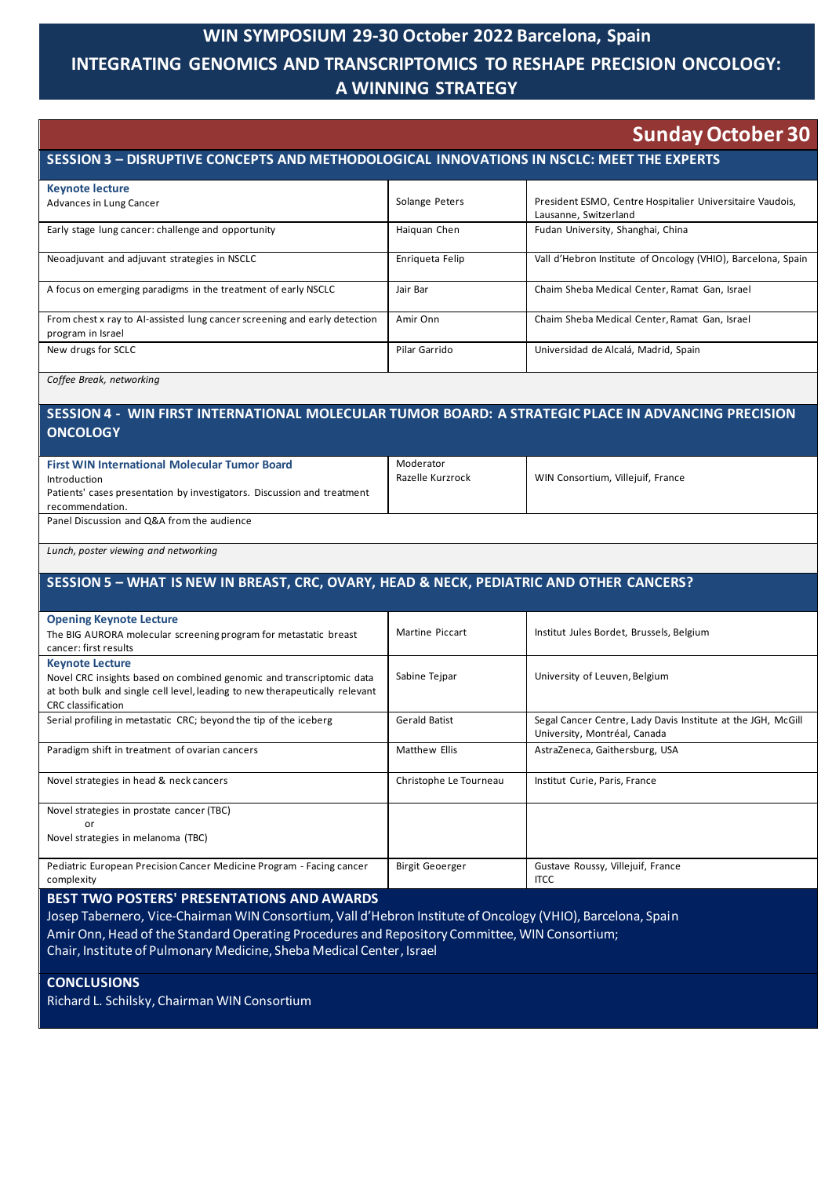# WIN SYMPOSIUM 29-30 October 2022 Barcelona, Spain

# INTEGRATING GENOMICS AND TRANSCRIPTOMICS TO RESHAPE PRECISION ONCOLOGY: A WINNING STRATEGY

## Sunday October 30

### SESSION 3 – DISRUPTIVE CONCEPTS AND METHODOLOGICAL INNOVATIONS IN NSCLC: MEET THE EXPERTS

| | | |
|---|---|---|
| **Keynote lecture**<br>Advances in Lung Cancer | Solange Peters | President ESMO, Centre Hospitalier Universitaire Vaudois, Lausanne, Switzerland |
| Early stage lung cancer: challenge and opportunity | Haiquan Chen | Fudan University, Shanghai, China |
| Neoadjuvant and adjuvant strategies in NSCLC | Enriqueta Felip | Vall d'Hebron Institute of Oncology (VHIO), Barcelona, Spain |
| A focus on emerging paradigms in the treatment of early NSCLC | Jair Bar | Chaim Sheba Medical Center, Ramat Gan, Israel |
| From chest x ray to AI-assisted lung cancer screening and early detection program in Israel | Amir Onn | Chaim Sheba Medical Center, Ramat Gan, Israel |
| New drugs for SCLC | Pilar Garrido | Universidad de Alcalá, Madrid, Spain |

*Coffee Break, networking*

### SESSION 4 - WIN FIRST INTERNATIONAL MOLECULAR TUMOR BOARD: A STRATEGIC PLACE IN ADVANCING PRECISION ONCOLOGY

| | | |
|---|---|---|
| **First WIN International Molecular Tumor Board**<br>Introduction<br>Patients' cases presentation by investigators. Discussion and treatment recommendation. | Moderator<br>Razelle Kurzrock | WIN Consortium, Villejuif, France |
| Panel Discussion and Q&A from the audience | | |

*Lunch, poster viewing and networking*

### SESSION 5 – WHAT IS NEW IN BREAST, CRC, OVARY, HEAD & NECK, PEDIATRIC AND OTHER CANCERS?

| | | |
|---|---|---|
| **Opening Keynote Lecture**<br>The BIG AURORA molecular screening program for metastatic breast cancer: first results | Martine Piccart | Institut Jules Bordet, Brussels, Belgium |
| **Keynote Lecture**<br>Novel CRC insights based on combined genomic and transcriptomic data at both bulk and single cell level, leading to new therapeutically relevant CRC classification | Sabine Tejpar | University of Leuven, Belgium |
| Serial profiling in metastatic CRC; beyond the tip of the iceberg | Gerald Batist | Segal Cancer Centre, Lady Davis Institute at the JGH, McGill University, Montréal, Canada |
| Paradigm shift in treatment of ovarian cancers | Matthew Ellis | AstraZeneca, Gaithersburg, USA |
| Novel strategies in head & neck cancers | Christophe Le Tourneau | Institut Curie, Paris, France |
| Novel strategies in prostate cancer (TBC)<br>or<br>Novel strategies in melanoma (TBC) | | |
| Pediatric European Precision Cancer Medicine Program - Facing cancer complexity | Birgit Geoerger | Gustave Roussy, Villejuif, France<br>ITCC |

### BEST TWO POSTERS' PRESENTATIONS AND AWARDS

Josep Tabernero, Vice-Chairman WIN Consortium, Vall d'Hebron Institute of Oncology (VHIO), Barcelona, Spain
Amir Onn, Head of the Standard Operating Procedures and Repository Committee, WIN Consortium;
Chair, Institute of Pulmonary Medicine, Sheba Medical Center, Israel

### CONCLUSIONS

Richard L. Schilsky, Chairman WIN Consortium